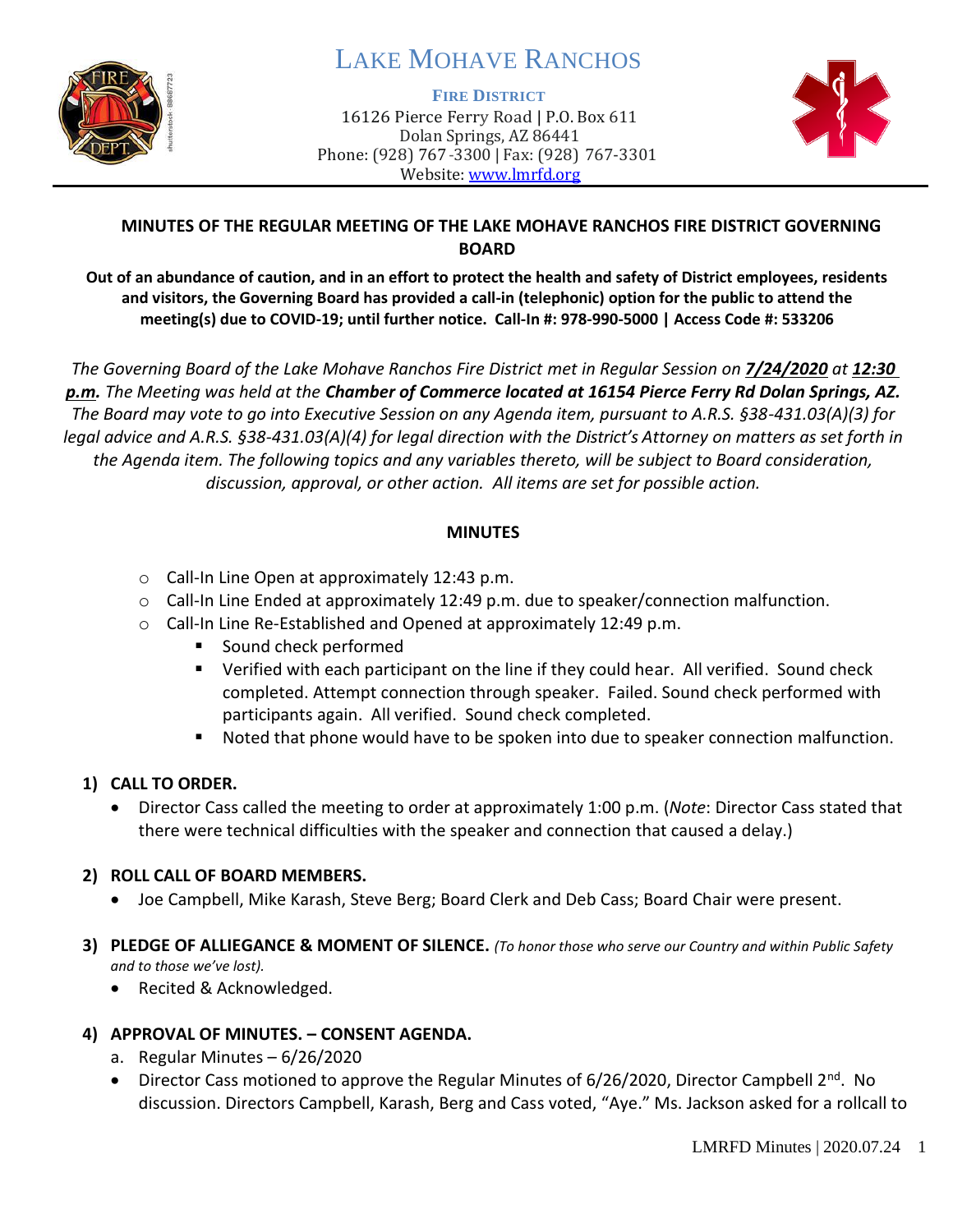# LAKE MOHAVE RANCHOS

**FIRE DISTRICT**

16126 Pierce Ferry Road | P.O. Box 611
Dolan Springs, AZ 86441
Phone: (928) 767-3300 | Fax: (928) 767-3301
Website: www.lmrfd.org

## MINUTES OF THE REGULAR MEETING OF THE LAKE MOHAVE RANCHOS FIRE DISTRICT GOVERNING BOARD

**Out of an abundance of caution, and in an effort to protect the health and safety of District employees, residents and visitors, the Governing Board has provided a call-in (telephonic) option for the public to attend the meeting(s) due to COVID-19; until further notice. Call-In #: 978-990-5000 | Access Code #: 533206**

*The Governing Board of the Lake Mohave Ranchos Fire District met in Regular Session on* ***7/24/2020*** *at* ***12:30 p.m.*** *The Meeting was held at the* ***Chamber of Commerce located at 16154 Pierce Ferry Rd Dolan Springs, AZ.*** *The Board may vote to go into Executive Session on any Agenda item, pursuant to A.R.S. §38-431.03(A)(3) for legal advice and A.R.S. §38-431.03(A)(4) for legal direction with the District's Attorney on matters as set forth in the Agenda item. The following topics and any variables thereto, will be subject to Board consideration, discussion, approval, or other action. All items are set for possible action.*

## MINUTES

- Call-In Line Open at approximately 12:43 p.m.
- Call-In Line Ended at approximately 12:49 p.m. due to speaker/connection malfunction.
- Call-In Line Re-Established and Opened at approximately 12:49 p.m.
  - Sound check performed
  - Verified with each participant on the line if they could hear. All verified. Sound check completed. Attempt connection through speaker. Failed. Sound check performed with participants again. All verified. Sound check completed.
  - Noted that phone would have to be spoken into due to speaker connection malfunction.

**1) CALL TO ORDER.**

- Director Cass called the meeting to order at approximately 1:00 p.m. (*Note*: Director Cass stated that there were technical difficulties with the speaker and connection that caused a delay.)

**2) ROLL CALL OF BOARD MEMBERS.**

- Joe Campbell, Mike Karash, Steve Berg; Board Clerk and Deb Cass; Board Chair were present.

**3) PLEDGE OF ALLIEGANCE & MOMENT OF SILENCE.** *(To honor those who serve our Country and within Public Safety and to those we've lost).*

- Recited & Acknowledged.

**4) APPROVAL OF MINUTES. – CONSENT AGENDA.**

a. Regular Minutes – 6/26/2020

- Director Cass motioned to approve the Regular Minutes of 6/26/2020, Director Campbell 2nd. No discussion. Directors Campbell, Karash, Berg and Cass voted, "Aye." Ms. Jackson asked for a rollcall to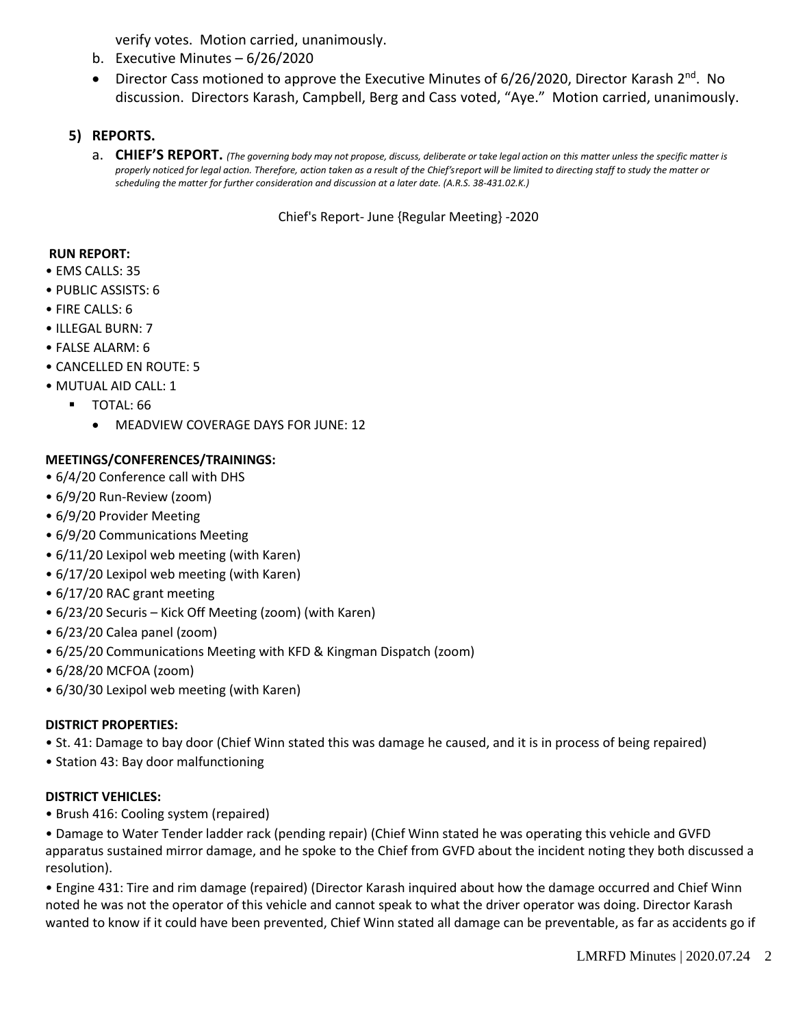verify votes. Motion carried, unanimously.

b. Executive Minutes – 6/26/2020

- Director Cass motioned to approve the Executive Minutes of 6/26/2020, Director Karash 2nd. No discussion. Directors Karash, Campbell, Berg and Cass voted, "Aye." Motion carried, unanimously.

## 5) REPORTS.

a. **CHIEF'S REPORT.** *(The governing body may not propose, discuss, deliberate or take legal action on this matter unless the specific matter is properly noticed for legal action. Therefore, action taken as a result of the Chief's report will be limited to directing staff to study the matter or scheduling the matter for further consideration and discussion at a later date. (A.R.S. 38-431.02.K.)*

Chief's Report- June {Regular Meeting} -2020

**RUN REPORT:**

- EMS CALLS: 35
- PUBLIC ASSISTS: 6
- FIRE CALLS: 6
- ILLEGAL BURN: 7
- FALSE ALARM: 6
- CANCELLED EN ROUTE: 5
- MUTUAL AID CALL: 1
  - TOTAL: 66
    - MEADVIEW COVERAGE DAYS FOR JUNE: 12

**MEETINGS/CONFERENCES/TRAININGS:**

- 6/4/20 Conference call with DHS
- 6/9/20 Run-Review (zoom)
- 6/9/20 Provider Meeting
- 6/9/20 Communications Meeting
- 6/11/20 Lexipol web meeting (with Karen)
- 6/17/20 Lexipol web meeting (with Karen)
- 6/17/20 RAC grant meeting
- 6/23/20 Securis – Kick Off Meeting (zoom) (with Karen)
- 6/23/20 Calea panel (zoom)
- 6/25/20 Communications Meeting with KFD & Kingman Dispatch (zoom)
- 6/28/20 MCFOA (zoom)
- 6/30/30 Lexipol web meeting (with Karen)

**DISTRICT PROPERTIES:**

- St. 41: Damage to bay door (Chief Winn stated this was damage he caused, and it is in process of being repaired)
- Station 43: Bay door malfunctioning

**DISTRICT VEHICLES:**

- Brush 416: Cooling system (repaired)
- Damage to Water Tender ladder rack (pending repair) (Chief Winn stated he was operating this vehicle and GVFD apparatus sustained mirror damage, and he spoke to the Chief from GVFD about the incident noting they both discussed a resolution).
- Engine 431: Tire and rim damage (repaired) (Director Karash inquired about how the damage occurred and Chief Winn noted he was not the operator of this vehicle and cannot speak to what the driver operator was doing. Director Karash wanted to know if it could have been prevented, Chief Winn stated all damage can be preventable, as far as accidents go if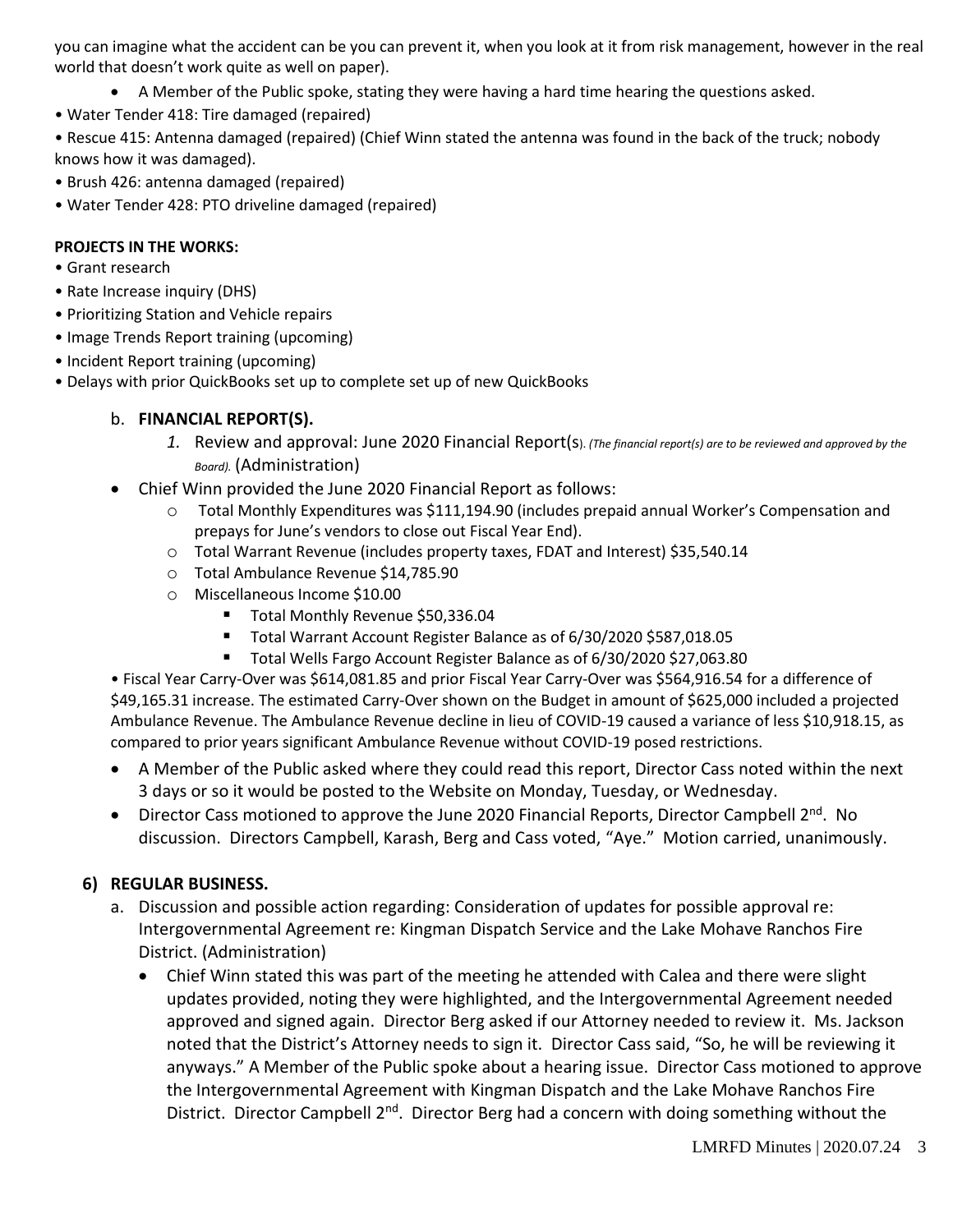you can imagine what the accident can be you can prevent it, when you look at it from risk management, however in the real world that doesn't work quite as well on paper).

- A Member of the Public spoke, stating they were having a hard time hearing the questions asked.

• Water Tender 418: Tire damaged (repaired)

• Rescue 415: Antenna damaged (repaired) (Chief Winn stated the antenna was found in the back of the truck; nobody knows how it was damaged).

• Brush 426: antenna damaged (repaired)

• Water Tender 428: PTO driveline damaged (repaired)

**PROJECTS IN THE WORKS:**

• Grant research

• Rate Increase inquiry (DHS)

• Prioritizing Station and Vehicle repairs

• Image Trends Report training (upcoming)

• Incident Report training (upcoming)

• Delays with prior QuickBooks set up to complete set up of new QuickBooks

b. **FINANCIAL REPORT(S).**

1. Review and approval: June 2020 Financial Report(s). *(The financial report(s) are to be reviewed and approved by the Board).* (Administration)

- Chief Winn provided the June 2020 Financial Report as follows:
  - Total Monthly Expenditures was $111,194.90 (includes prepaid annual Worker's Compensation and prepays for June's vendors to close out Fiscal Year End).
  - Total Warrant Revenue (includes property taxes, FDAT and Interest) $35,540.14
  - Total Ambulance Revenue $14,785.90
  - Miscellaneous Income $10.00
    - Total Monthly Revenue $50,336.04
    - Total Warrant Account Register Balance as of 6/30/2020 $587,018.05
    - Total Wells Fargo Account Register Balance as of 6/30/2020 $27,063.80

• Fiscal Year Carry-Over was $614,081.85 and prior Fiscal Year Carry-Over was $564,916.54 for a difference of $49,165.31 increase. The estimated Carry-Over shown on the Budget in amount of $625,000 included a projected Ambulance Revenue. The Ambulance Revenue decline in lieu of COVID-19 caused a variance of less $10,918.15, as compared to prior years significant Ambulance Revenue without COVID-19 posed restrictions.

- A Member of the Public asked where they could read this report, Director Cass noted within the next 3 days or so it would be posted to the Website on Monday, Tuesday, or Wednesday.
- Director Cass motioned to approve the June 2020 Financial Reports, Director Campbell 2nd. No discussion. Directors Campbell, Karash, Berg and Cass voted, "Aye." Motion carried, unanimously.

**6) REGULAR BUSINESS.**

a. Discussion and possible action regarding: Consideration of updates for possible approval re: Intergovernmental Agreement re: Kingman Dispatch Service and the Lake Mohave Ranchos Fire District. (Administration)

- Chief Winn stated this was part of the meeting he attended with Calea and there were slight updates provided, noting they were highlighted, and the Intergovernmental Agreement needed approved and signed again. Director Berg asked if our Attorney needed to review it. Ms. Jackson noted that the District's Attorney needs to sign it. Director Cass said, "So, he will be reviewing it anyways." A Member of the Public spoke about a hearing issue. Director Cass motioned to approve the Intergovernmental Agreement with Kingman Dispatch and the Lake Mohave Ranchos Fire District. Director Campbell 2nd. Director Berg had a concern with doing something without the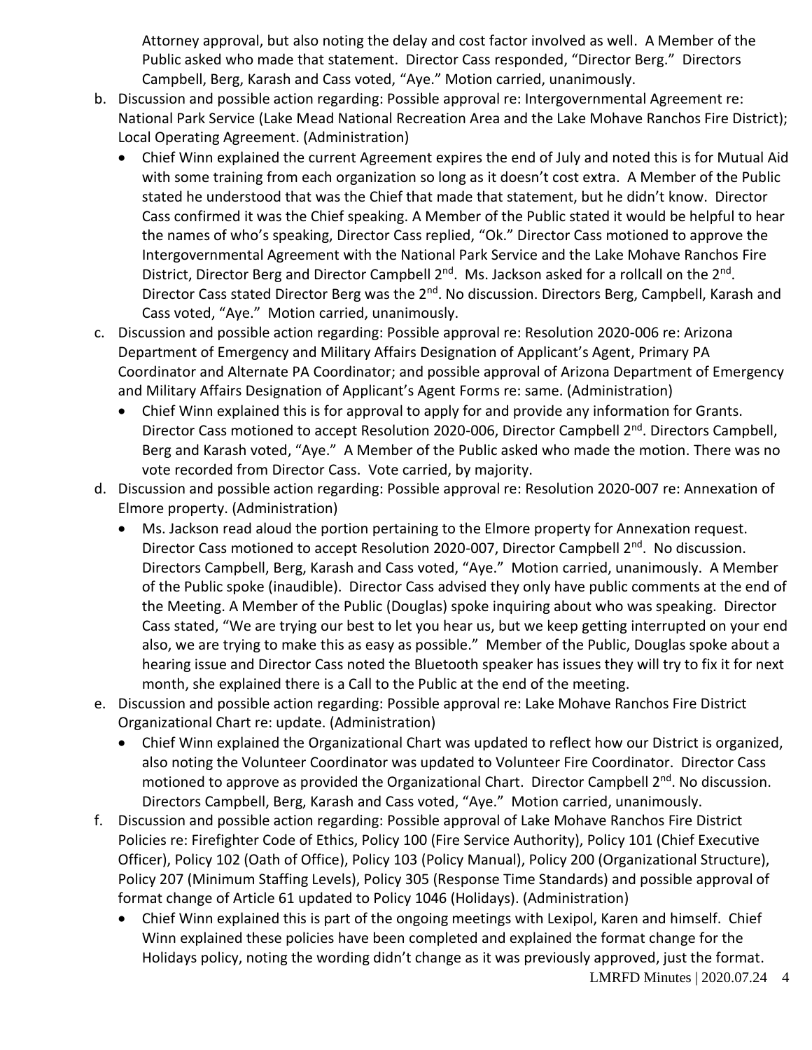Attorney approval, but also noting the delay and cost factor involved as well. A Member of the Public asked who made that statement. Director Cass responded, "Director Berg." Directors Campbell, Berg, Karash and Cass voted, "Aye." Motion carried, unanimously.

b. Discussion and possible action regarding: Possible approval re: Intergovernmental Agreement re: National Park Service (Lake Mead National Recreation Area and the Lake Mohave Ranchos Fire District); Local Operating Agreement. (Administration)
   - Chief Winn explained the current Agreement expires the end of July and noted this is for Mutual Aid with some training from each organization so long as it doesn't cost extra. A Member of the Public stated he understood that was the Chief that made that statement, but he didn't know. Director Cass confirmed it was the Chief speaking. A Member of the Public stated it would be helpful to hear the names of who's speaking, Director Cass replied, "Ok." Director Cass motioned to approve the Intergovernmental Agreement with the National Park Service and the Lake Mohave Ranchos Fire District, Director Berg and Director Campbell 2nd. Ms. Jackson asked for a rollcall on the 2nd. Director Cass stated Director Berg was the 2nd. No discussion. Directors Berg, Campbell, Karash and Cass voted, "Aye." Motion carried, unanimously.

c. Discussion and possible action regarding: Possible approval re: Resolution 2020-006 re: Arizona Department of Emergency and Military Affairs Designation of Applicant's Agent, Primary PA Coordinator and Alternate PA Coordinator; and possible approval of Arizona Department of Emergency and Military Affairs Designation of Applicant's Agent Forms re: same. (Administration)
   - Chief Winn explained this is for approval to apply for and provide any information for Grants. Director Cass motioned to accept Resolution 2020-006, Director Campbell 2nd. Directors Campbell, Berg and Karash voted, "Aye." A Member of the Public asked who made the motion. There was no vote recorded from Director Cass. Vote carried, by majority.

d. Discussion and possible action regarding: Possible approval re: Resolution 2020-007 re: Annexation of Elmore property. (Administration)
   - Ms. Jackson read aloud the portion pertaining to the Elmore property for Annexation request. Director Cass motioned to accept Resolution 2020-007, Director Campbell 2nd. No discussion. Directors Campbell, Berg, Karash and Cass voted, "Aye." Motion carried, unanimously. A Member of the Public spoke (inaudible). Director Cass advised they only have public comments at the end of the Meeting. A Member of the Public (Douglas) spoke inquiring about who was speaking. Director Cass stated, "We are trying our best to let you hear us, but we keep getting interrupted on your end also, we are trying to make this as easy as possible." Member of the Public, Douglas spoke about a hearing issue and Director Cass noted the Bluetooth speaker has issues they will try to fix it for next month, she explained there is a Call to the Public at the end of the meeting.

e. Discussion and possible action regarding: Possible approval re: Lake Mohave Ranchos Fire District Organizational Chart re: update. (Administration)
   - Chief Winn explained the Organizational Chart was updated to reflect how our District is organized, also noting the Volunteer Coordinator was updated to Volunteer Fire Coordinator. Director Cass motioned to approve as provided the Organizational Chart. Director Campbell 2nd. No discussion. Directors Campbell, Berg, Karash and Cass voted, "Aye." Motion carried, unanimously.

f. Discussion and possible action regarding: Possible approval of Lake Mohave Ranchos Fire District Policies re: Firefighter Code of Ethics, Policy 100 (Fire Service Authority), Policy 101 (Chief Executive Officer), Policy 102 (Oath of Office), Policy 103 (Policy Manual), Policy 200 (Organizational Structure), Policy 207 (Minimum Staffing Levels), Policy 305 (Response Time Standards) and possible approval of format change of Article 61 updated to Policy 1046 (Holidays). (Administration)
   - Chief Winn explained this is part of the ongoing meetings with Lexipol, Karen and himself. Chief Winn explained these policies have been completed and explained the format change for the Holidays policy, noting the wording didn't change as it was previously approved, just the format.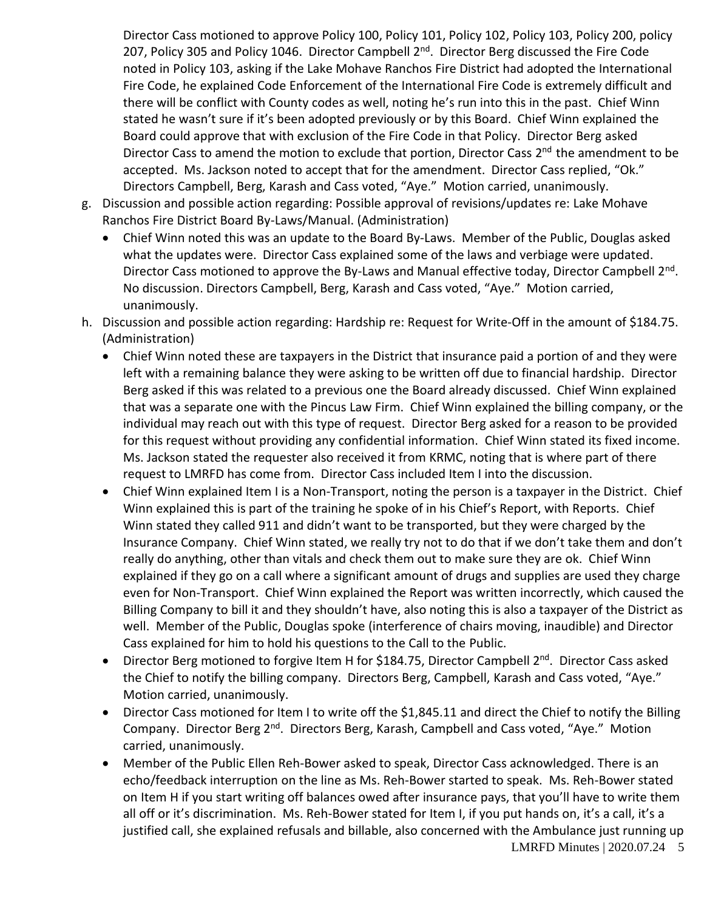Director Cass motioned to approve Policy 100, Policy 101, Policy 102, Policy 103, Policy 200, policy 207, Policy 305 and Policy 1046. Director Campbell 2nd. Director Berg discussed the Fire Code noted in Policy 103, asking if the Lake Mohave Ranchos Fire District had adopted the International Fire Code, he explained Code Enforcement of the International Fire Code is extremely difficult and there will be conflict with County codes as well, noting he's run into this in the past. Chief Winn stated he wasn't sure if it's been adopted previously or by this Board. Chief Winn explained the Board could approve that with exclusion of the Fire Code in that Policy. Director Berg asked Director Cass to amend the motion to exclude that portion, Director Cass 2nd the amendment to be accepted. Ms. Jackson noted to accept that for the amendment. Director Cass replied, "Ok." Directors Campbell, Berg, Karash and Cass voted, "Aye." Motion carried, unanimously.

g. Discussion and possible action regarding: Possible approval of revisions/updates re: Lake Mohave Ranchos Fire District Board By-Laws/Manual. (Administration)
   - Chief Winn noted this was an update to the Board By-Laws. Member of the Public, Douglas asked what the updates were. Director Cass explained some of the laws and verbiage were updated. Director Cass motioned to approve the By-Laws and Manual effective today, Director Campbell 2nd. No discussion. Directors Campbell, Berg, Karash and Cass voted, "Aye." Motion carried, unanimously.

h. Discussion and possible action regarding: Hardship re: Request for Write-Off in the amount of $184.75. (Administration)
   - Chief Winn noted these are taxpayers in the District that insurance paid a portion of and they were left with a remaining balance they were asking to be written off due to financial hardship. Director Berg asked if this was related to a previous one the Board already discussed. Chief Winn explained that was a separate one with the Pincus Law Firm. Chief Winn explained the billing company, or the individual may reach out with this type of request. Director Berg asked for a reason to be provided for this request without providing any confidential information. Chief Winn stated its fixed income. Ms. Jackson stated the requester also received it from KRMC, noting that is where part of there request to LMRFD has come from. Director Cass included Item I into the discussion.
   - Chief Winn explained Item I is a Non-Transport, noting the person is a taxpayer in the District. Chief Winn explained this is part of the training he spoke of in his Chief's Report, with Reports. Chief Winn stated they called 911 and didn't want to be transported, but they were charged by the Insurance Company. Chief Winn stated, we really try not to do that if we don't take them and don't really do anything, other than vitals and check them out to make sure they are ok. Chief Winn explained if they go on a call where a significant amount of drugs and supplies are used they charge even for Non-Transport. Chief Winn explained the Report was written incorrectly, which caused the Billing Company to bill it and they shouldn't have, also noting this is also a taxpayer of the District as well. Member of the Public, Douglas spoke (interference of chairs moving, inaudible) and Director Cass explained for him to hold his questions to the Call to the Public.
   - Director Berg motioned to forgive Item H for $184.75, Director Campbell 2nd. Director Cass asked the Chief to notify the billing company. Directors Berg, Campbell, Karash and Cass voted, "Aye." Motion carried, unanimously.
   - Director Cass motioned for Item I to write off the $1,845.11 and direct the Chief to notify the Billing Company. Director Berg 2nd. Directors Berg, Karash, Campbell and Cass voted, "Aye." Motion carried, unanimously.
   - Member of the Public Ellen Reh-Bower asked to speak, Director Cass acknowledged. There is an echo/feedback interruption on the line as Ms. Reh-Bower started to speak. Ms. Reh-Bower stated on Item H if you start writing off balances owed after insurance pays, that you'll have to write them all off or it's discrimination. Ms. Reh-Bower stated for Item I, if you put hands on, it's a call, it's a justified call, she explained refusals and billable, also concerned with the Ambulance just running up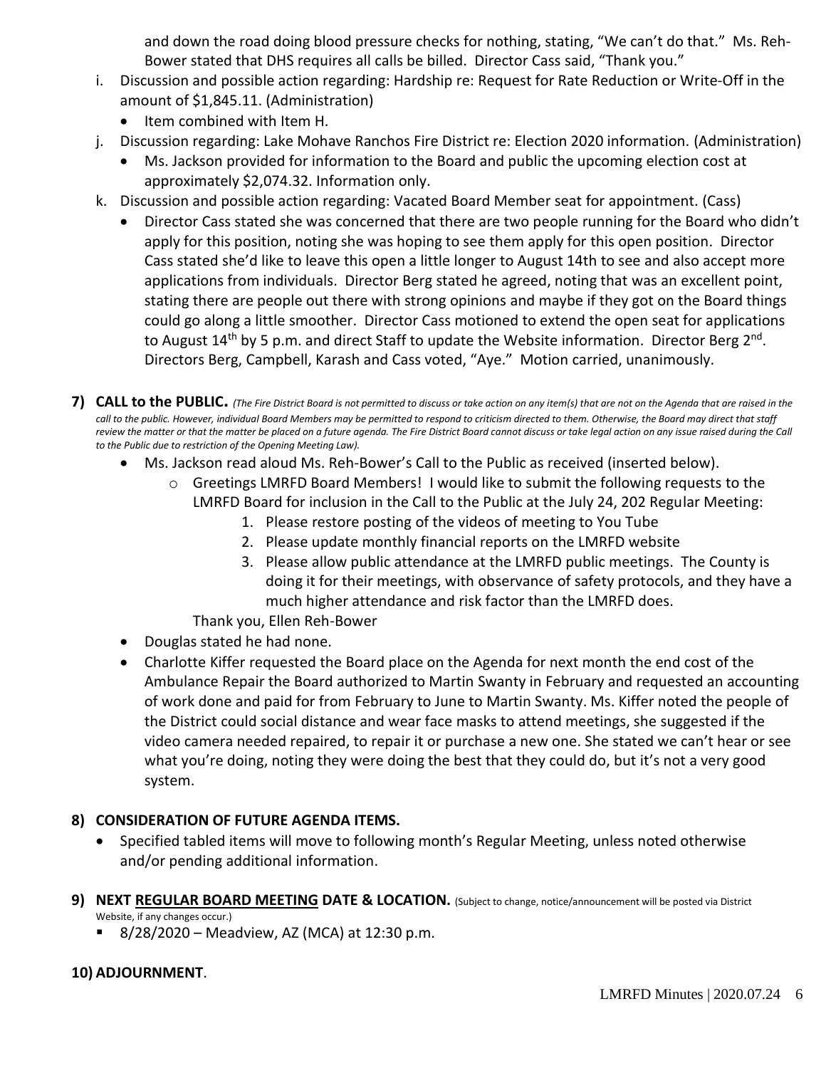and down the road doing blood pressure checks for nothing, stating, "We can't do that." Ms. Reh-Bower stated that DHS requires all calls be billed. Director Cass said, "Thank you."

i. Discussion and possible action regarding: Hardship re: Request for Rate Reduction or Write-Off in the amount of $1,845.11. (Administration)
   - Item combined with Item H.
j. Discussion regarding: Lake Mohave Ranchos Fire District re: Election 2020 information. (Administration)
   - Ms. Jackson provided for information to the Board and public the upcoming election cost at approximately $2,074.32. Information only.
k. Discussion and possible action regarding: Vacated Board Member seat for appointment. (Cass)
   - Director Cass stated she was concerned that there are two people running for the Board who didn't apply for this position, noting she was hoping to see them apply for this open position. Director Cass stated she'd like to leave this open a little longer to August 14th to see and also accept more applications from individuals. Director Berg stated he agreed, noting that was an excellent point, stating there are people out there with strong opinions and maybe if they got on the Board things could go along a little smoother. Director Cass motioned to extend the open seat for applications to August 14th by 5 p.m. and direct Staff to update the Website information. Director Berg 2nd. Directors Berg, Campbell, Karash and Cass voted, "Aye." Motion carried, unanimously.

## 7) CALL to the PUBLIC.

*(The Fire District Board is not permitted to discuss or take action on any item(s) that are not on the Agenda that are raised in the call to the public. However, individual Board Members may be permitted to respond to criticism directed to them. Otherwise, the Board may direct that staff review the matter or that the matter be placed on a future agenda. The Fire District Board cannot discuss or take legal action on any issue raised during the Call to the Public due to restriction of the Opening Meeting Law).*

- Ms. Jackson read aloud Ms. Reh-Bower's Call to the Public as received (inserted below).
  - Greetings LMRFD Board Members! I would like to submit the following requests to the LMRFD Board for inclusion in the Call to the Public at the July 24, 202 Regular Meeting:
    1. Please restore posting of the videos of meeting to You Tube
    2. Please update monthly financial reports on the LMRFD website
    3. Please allow public attendance at the LMRFD public meetings. The County is doing it for their meetings, with observance of safety protocols, and they have a much higher attendance and risk factor than the LMRFD does.

    Thank you, Ellen Reh-Bower
- Douglas stated he had none.
- Charlotte Kiffer requested the Board place on the Agenda for next month the end cost of the Ambulance Repair the Board authorized to Martin Swanty in February and requested an accounting of work done and paid for from February to June to Martin Swanty. Ms. Kiffer noted the people of the District could social distance and wear face masks to attend meetings, she suggested if the video camera needed repaired, to repair it or purchase a new one. She stated we can't hear or see what you're doing, noting they were doing the best that they could do, but it's not a very good system.

## 8) CONSIDERATION OF FUTURE AGENDA ITEMS.

- Specified tabled items will move to following month's Regular Meeting, unless noted otherwise and/or pending additional information.

## 9) NEXT REGULAR BOARD MEETING DATE & LOCATION.

(Subject to change, notice/announcement will be posted via District Website, if any changes occur.)

- 8/28/2020 – Meadview, AZ (MCA) at 12:30 p.m.

## 10) ADJOURNMENT.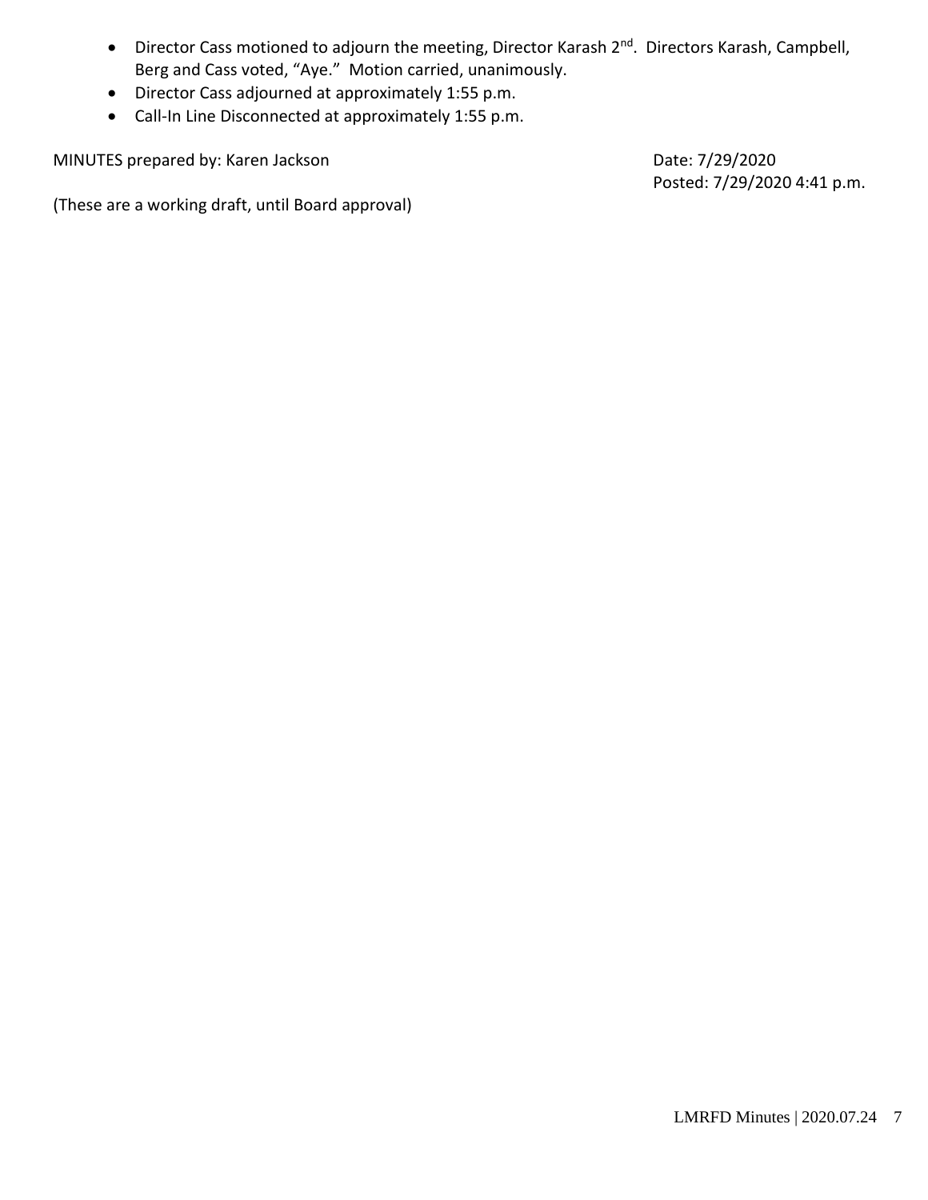- Director Cass motioned to adjourn the meeting, Director Karash 2nd. Directors Karash, Campbell, Berg and Cass voted, "Aye." Motion carried, unanimously.
- Director Cass adjourned at approximately 1:55 p.m.
- Call-In Line Disconnected at approximately 1:55 p.m.

MINUTES prepared by: Karen Jackson

Date: 7/29/2020
Posted: 7/29/2020 4:41 p.m.

(These are a working draft, until Board approval)